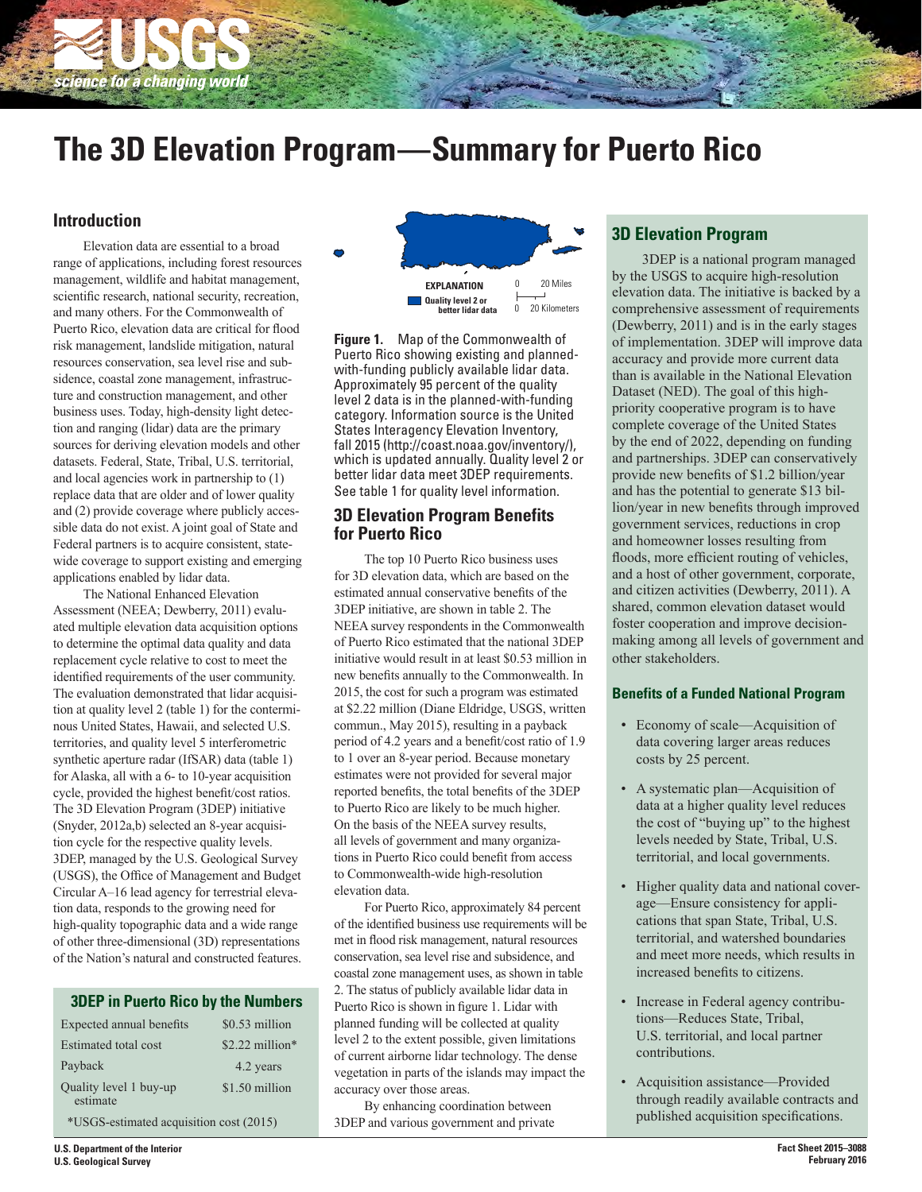# The 3D Elevation Program—Summary for Puerto Rico

## Introduction

Elevation data are essential to a broad range of applications, including forest resources management, wildlife and habitat management, scientific research, national security, recreation, and many others. For the Commonwealth of Puerto Rico, elevation data are critical for flood risk management, landslide mitigation, natural resources conservation, sea level rise and subsidence, coastal zone management, infrastructure and construction management, and other business uses. Today, high-density light detection and ranging (lidar) data are the primary sources for deriving elevation models and other datasets. Federal, State, Tribal, U.S. territorial, and local agencies work in partnership to (1) replace data that are older and of lower quality and (2) provide coverage where publicly accessible data do not exist. A joint goal of State and Federal partners is to acquire consistent, statewide coverage to support existing and emerging applications enabled by lidar data.

The National Enhanced Elevation Assessment (NEEA; Dewberry, 2011) evaluated multiple elevation data acquisition options to determine the optimal data quality and data replacement cycle relative to cost to meet the identified requirements of the user community. The evaluation demonstrated that lidar acquisition at quality level 2 (table 1) for the conterminous United States, Hawaii, and selected U.S. territories, and quality level 5 interferometric synthetic aperture radar (IfSAR) data (table 1) for Alaska, all with a 6- to 10-year acquisition cycle, provided the highest benefit/cost ratios. The 3D Elevation Program (3DEP) initiative (Snyder, 2012a,b) selected an 8-year acquisition cycle for the respective quality levels. 3DEP, managed by the U.S. Geological Survey (USGS), the Office of Management and Budget Circular A–16 lead agency for terrestrial elevation data, responds to the growing need for high-quality topographic data and a wide range of other three-dimensional (3D) representations of the Nation's natural and constructed features.

### 3DEP in Puerto Rico by the Numbers

| | |
|---|---|
| Expected annual benefits | $0.53 million |
| Estimated total cost | $2.22 million* |
| Payback | 4.2 years |
| Quality level 1 buy-up estimate | $1.50 million |

*USGS-estimated acquisition cost (2015)

EXPLANATION

Quality level 2 or better lidar data

0 20 Miles

0 20 Kilometers

**Figure 1.** Map of the Commonwealth of Puerto Rico showing existing and planned-with-funding publicly available lidar data. Approximately 95 percent of the quality level 2 data is in the planned-with-funding category. Information source is the United States Interagency Elevation Inventory, fall 2015 (http://coast.noaa.gov/inventory/), which is updated annually. Quality level 2 or better lidar data meet 3DEP requirements. See table 1 for quality level information.

## 3D Elevation Program Benefits for Puerto Rico

The top 10 Puerto Rico business uses for 3D elevation data, which are based on the estimated annual conservative benefits of the 3DEP initiative, are shown in table 2. The NEEA survey respondents in the Commonwealth of Puerto Rico estimated that the national 3DEP initiative would result in at least $0.53 million in new benefits annually to the Commonwealth. In 2015, the cost for such a program was estimated at $2.22 million (Diane Eldridge, USGS, written commun., May 2015), resulting in a payback period of 4.2 years and a benefit/cost ratio of 1.9 to 1 over an 8-year period. Because monetary estimates were not provided for several major reported benefits, the total benefits of the 3DEP to Puerto Rico are likely to be much higher. On the basis of the NEEA survey results, all levels of government and many organizations in Puerto Rico could benefit from access to Commonwealth-wide high-resolution elevation data.

For Puerto Rico, approximately 84 percent of the identified business use requirements will be met in flood risk management, natural resources conservation, sea level rise and subsidence, and coastal zone management uses, as shown in table 2. The status of publicly available lidar data in Puerto Rico is shown in figure 1. Lidar with planned funding will be collected at quality level 2 to the extent possible, given limitations of current airborne lidar technology. The dense vegetation in parts of the islands may impact the accuracy over those areas.

By enhancing coordination between 3DEP and various government and private

## 3D Elevation Program

3DEP is a national program managed by the USGS to acquire high-resolution elevation data. The initiative is backed by a comprehensive assessment of requirements (Dewberry, 2011) and is in the early stages of implementation. 3DEP will improve data accuracy and provide more current data than is available in the National Elevation Dataset (NED). The goal of this high-priority cooperative program is to have complete coverage of the United States by the end of 2022, depending on funding and partnerships. 3DEP can conservatively provide new benefits of $1.2 billion/year and has the potential to generate $13 billion/year in new benefits through improved government services, reductions in crop and homeowner losses resulting from floods, more efficient routing of vehicles, and a host of other government, corporate, and citizen activities (Dewberry, 2011). A shared, common elevation dataset would foster cooperation and improve decision-making among all levels of government and other stakeholders.

### Benefits of a Funded National Program

- Economy of scale—Acquisition of data covering larger areas reduces costs by 25 percent.
- A systematic plan—Acquisition of data at a higher quality level reduces the cost of "buying up" to the highest levels needed by State, Tribal, U.S. territorial, and local governments.
- Higher quality data and national coverage—Ensure consistency for applications that span State, Tribal, U.S. territorial, and watershed boundaries and meet more needs, which results in increased benefits to citizens.
- Increase in Federal agency contributions—Reduces State, Tribal, U.S. territorial, and local partner contributions.
- Acquisition assistance—Provided through readily available contracts and published acquisition specifications.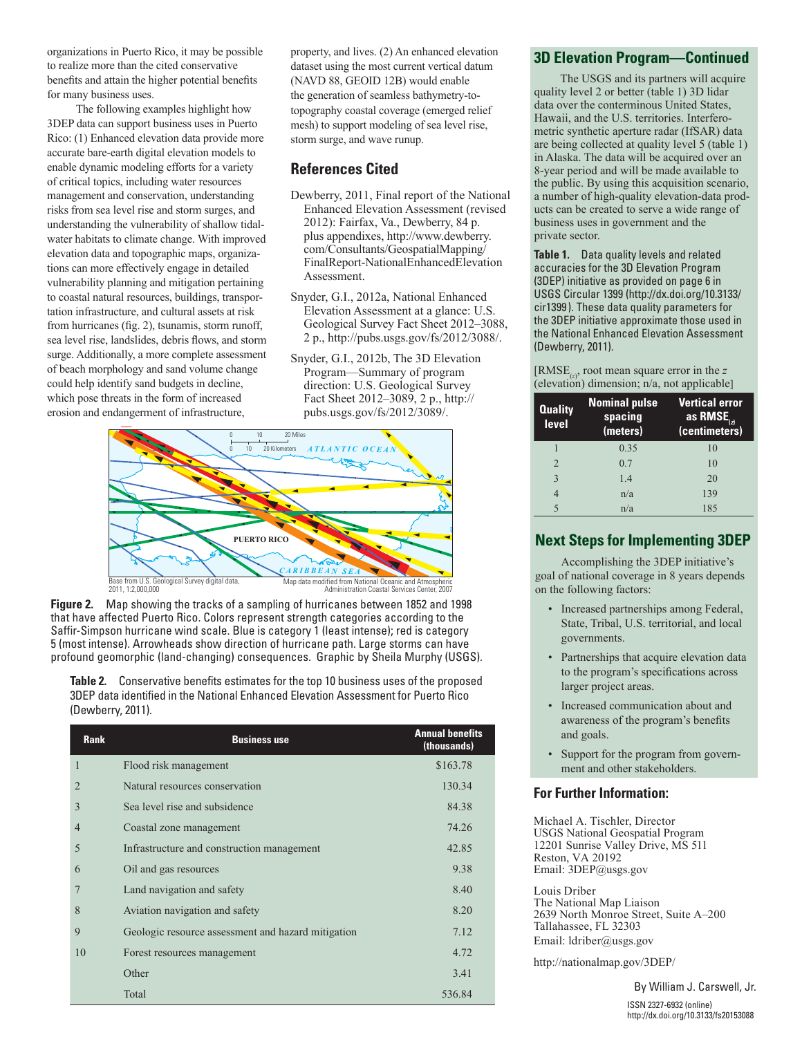organizations in Puerto Rico, it may be possible to realize more than the cited conservative benefits and attain the higher potential benefits for many business uses.

The following examples highlight how 3DEP data can support business uses in Puerto Rico: (1) Enhanced elevation data provide more accurate bare-earth digital elevation models to enable dynamic modeling efforts for a variety of critical topics, including water resources management and conservation, understanding risks from sea level rise and storm surges, and understanding the vulnerability of shallow tidal-water habitats to climate change. With improved elevation data and topographic maps, organizations can more effectively engage in detailed vulnerability planning and mitigation pertaining to coastal natural resources, buildings, transportation infrastructure, and cultural assets at risk from hurricanes (fig. 2), tsunamis, storm runoff, sea level rise, landslides, debris flows, and storm surge. Additionally, a more complete assessment of beach morphology and sand volume change could help identify sand budgets in decline, which pose threats in the form of increased erosion and endangerment of infrastructure, property, and lives. (2) An enhanced elevation dataset using the most current vertical datum (NAVD 88, GEOID 12B) would enable the generation of seamless bathymetry-to-topography coastal coverage (emerged relief mesh) to support modeling of sea level rise, storm surge, and wave runup.

## References Cited

Dewberry, 2011, Final report of the National Enhanced Elevation Assessment (revised 2012): Fairfax, Va., Dewberry, 84 p. plus appendixes, http://www.dewberry.com/Consultants/GeospatialMapping/FinalReport-NationalEnhancedElevationAssessment.

Snyder, G.I., 2012a, National Enhanced Elevation Assessment at a glance: U.S. Geological Survey Fact Sheet 2012–3088, 2 p., http://pubs.usgs.gov/fs/2012/3088/.

Snyder, G.I., 2012b, The 3D Elevation Program—Summary of program direction: U.S. Geological Survey Fact Sheet 2012–3089, 2 p., http://pubs.usgs.gov/fs/2012/3089/.

0 10 20 Miles
0 10 20 Kilometers
ATLANTIC OCEAN
PUERTO RICO
CARIBBEAN SEA
Base from U.S. Geological Survey digital data, 2011, 1:2,000,000
Map data modified from National Oceanic and Atmospheric Administration Coastal Services Center, 2007

**Figure 2.** Map showing the tracks of a sampling of hurricanes between 1852 and 1998 that have affected Puerto Rico. Colors represent strength categories according to the Saffir-Simpson hurricane wind scale. Blue is category 1 (least intense); red is category 5 (most intense). Arrowheads show direction of hurricane path. Large storms can have profound geomorphic (land-changing) consequences. Graphic by Sheila Murphy (USGS).

**Table 2.** Conservative benefits estimates for the top 10 business uses of the proposed 3DEP data identified in the National Enhanced Elevation Assessment for Puerto Rico (Dewberry, 2011).

| Rank | Business use | Annual benefits (thousands) |
|---|---|---|
| 1 | Flood risk management | $163.78 |
| 2 | Natural resources conservation | 130.34 |
| 3 | Sea level rise and subsidence | 84.38 |
| 4 | Coastal zone management | 74.26 |
| 5 | Infrastructure and construction management | 42.85 |
| 6 | Oil and gas resources | 9.38 |
| 7 | Land navigation and safety | 8.40 |
| 8 | Aviation navigation and safety | 8.20 |
| 9 | Geologic resource assessment and hazard mitigation | 7.12 |
| 10 | Forest resources management | 4.72 |
| | Other | 3.41 |
| | Total | 536.84 |

## 3D Elevation Program—Continued

The USGS and its partners will acquire quality level 2 or better (table 1) 3D lidar data over the conterminous United States, Hawaii, and the U.S. territories. Interferometric synthetic aperture radar (IfSAR) data are being collected at quality level 5 (table 1) in Alaska. The data will be acquired over an 8-year period and will be made available to the public. By using this acquisition scenario, a number of high-quality elevation-data products can be created to serve a wide range of business uses in government and the private sector.

**Table 1.** Data quality levels and related accuracies for the 3D Elevation Program (3DEP) initiative as provided on page 6 in USGS Circular 1399 (http://dx.doi.org/10.3133/cir1399). These data quality parameters for the 3DEP initiative approximate those used in the National Enhanced Elevation Assessment (Dewberry, 2011).

[$RMSE_{(z)}$, root mean square error in the *z* (elevation) dimension; n/a, not applicable]

| Quality level | Nominal pulse spacing (meters) | Vertical error as $RMSE_{(z)}$ (centimeters) |
|---|---|---|
| 1 | 0.35 | 10 |
| 2 | 0.7 | 10 |
| 3 | 1.4 | 20 |
| 4 | n/a | 139 |
| 5 | n/a | 185 |

## Next Steps for Implementing 3DEP

Accomplishing the 3DEP initiative's goal of national coverage in 8 years depends on the following factors:

- Increased partnerships among Federal, State, Tribal, U.S. territorial, and local governments.
- Partnerships that acquire elevation data to the program's specifications across larger project areas.
- Increased communication about and awareness of the program's benefits and goals.
- Support for the program from government and other stakeholders.

## For Further Information:

Michael A. Tischler, Director
USGS National Geospatial Program
12201 Sunrise Valley Drive, MS 511
Reston, VA 20192
Email: 3DEP@usgs.gov

Louis Driber
The National Map Liaison
2639 North Monroe Street, Suite A–200
Tallahassee, FL 32303
Email: ldriber@usgs.gov

http://nationalmap.gov/3DEP/

By William J. Carswell, Jr.

ISSN 2327-6932 (online)
http://dx.doi.org/10.3133/fs20153088